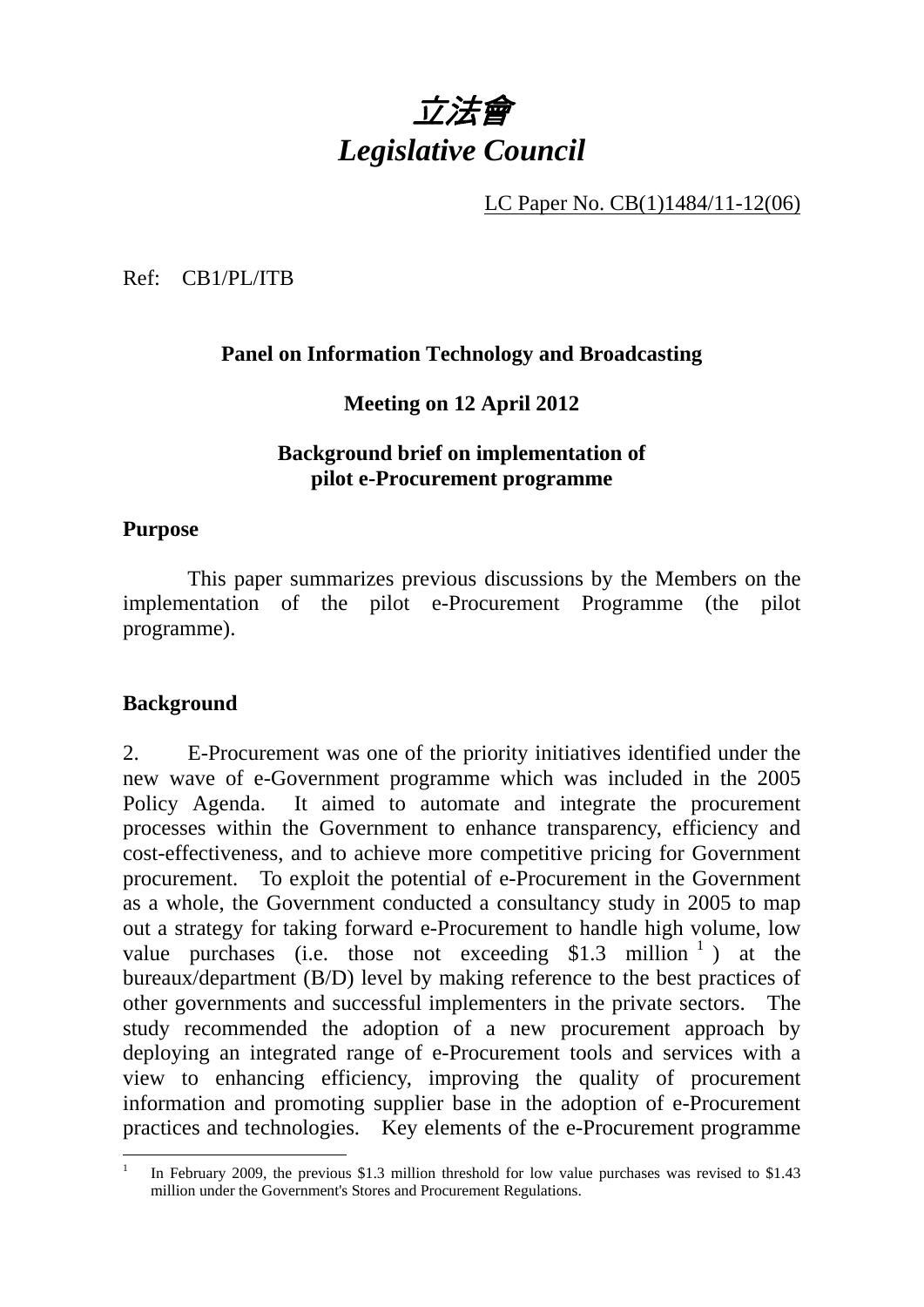# *立法會*
# *Legislative Council*

LC Paper No. CB(1)1484/11-12(06)

Ref: CB1/PL/ITB

**Panel on Information Technology and Broadcasting**

**Meeting on 12 April 2012**

**Background brief on implementation of pilot e-Procurement programme**

**Purpose**

This paper summarizes previous discussions by the Members on the implementation of the pilot e-Procurement Programme (the pilot programme).

**Background**

2. E-Procurement was one of the priority initiatives identified under the new wave of e-Government programme which was included in the 2005 Policy Agenda. It aimed to automate and integrate the procurement processes within the Government to enhance transparency, efficiency and cost-effectiveness, and to achieve more competitive pricing for Government procurement. To exploit the potential of e-Procurement in the Government as a whole, the Government conducted a consultancy study in 2005 to map out a strategy for taking forward e-Procurement to handle high volume, low value purchases (i.e. those not exceeding $1.3 million[1]) at the bureaux/department (B/D) level by making reference to the best practices of other governments and successful implementers in the private sectors. The study recommended the adoption of a new procurement approach by deploying an integrated range of e-Procurement tools and services with a view to enhancing efficiency, improving the quality of procurement information and promoting supplier base in the adoption of e-Procurement practices and technologies. Key elements of the e-Procurement programme

[1] In February 2009, the previous $1.3 million threshold for low value purchases was revised to $1.43 million under the Government's Stores and Procurement Regulations.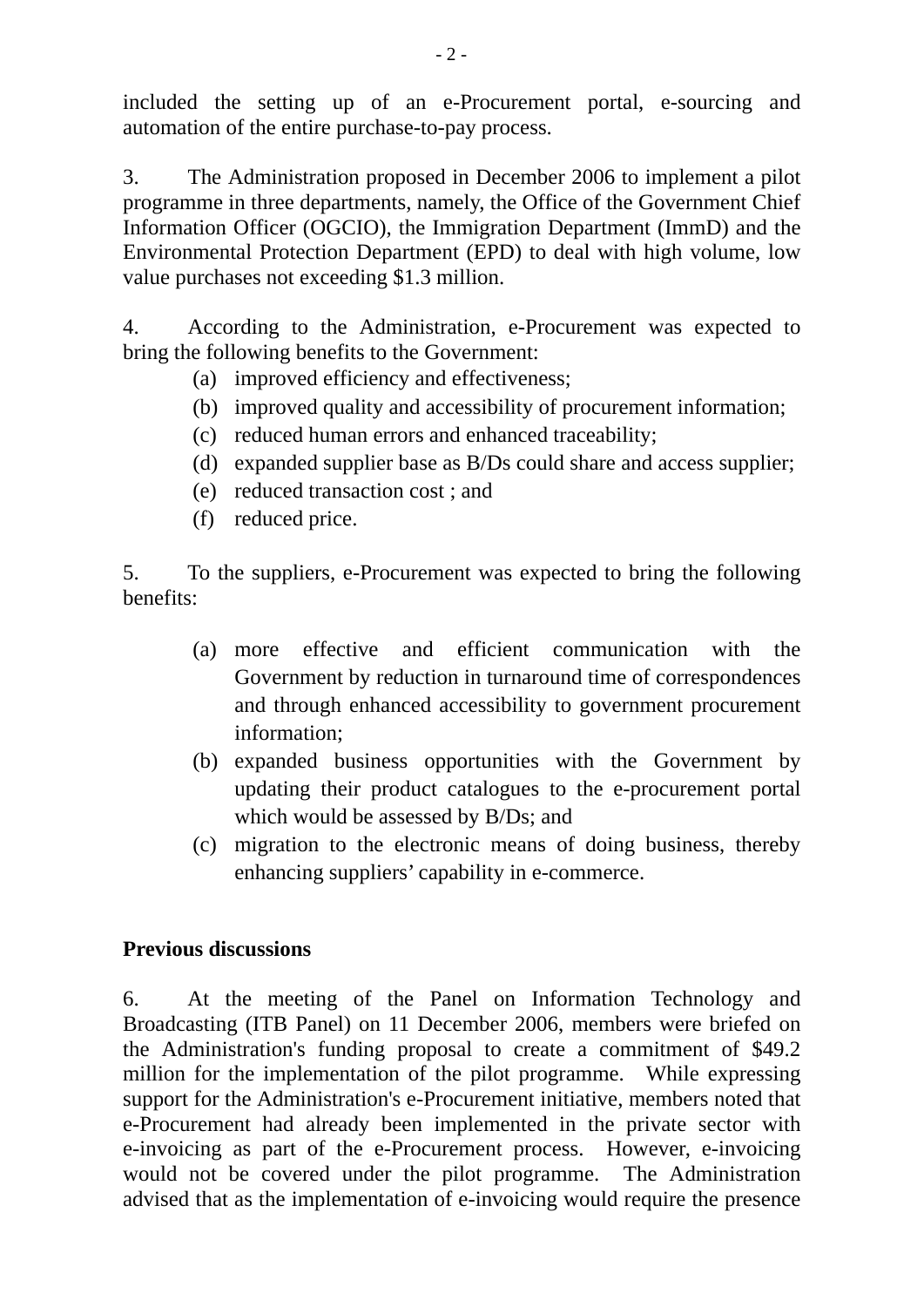included the setting up of an e-Procurement portal, e-sourcing and automation of the entire purchase-to-pay process.

3. The Administration proposed in December 2006 to implement a pilot programme in three departments, namely, the Office of the Government Chief Information Officer (OGCIO), the Immigration Department (ImmD) and the Environmental Protection Department (EPD) to deal with high volume, low value purchases not exceeding $1.3 million.

4. According to the Administration, e-Procurement was expected to bring the following benefits to the Government:

(a) improved efficiency and effectiveness;
(b) improved quality and accessibility of procurement information;
(c) reduced human errors and enhanced traceability;
(d) expanded supplier base as B/Ds could share and access supplier;
(e) reduced transaction cost ; and
(f) reduced price.

5. To the suppliers, e-Procurement was expected to bring the following benefits:

(a) more effective and efficient communication with the Government by reduction in turnaround time of correspondences and through enhanced accessibility to government procurement information;
(b) expanded business opportunities with the Government by updating their product catalogues to the e-procurement portal which would be assessed by B/Ds; and
(c) migration to the electronic means of doing business, thereby enhancing suppliers' capability in e-commerce.

**Previous discussions**

6. At the meeting of the Panel on Information Technology and Broadcasting (ITB Panel) on 11 December 2006, members were briefed on the Administration's funding proposal to create a commitment of $49.2 million for the implementation of the pilot programme. While expressing support for the Administration's e-Procurement initiative, members noted that e-Procurement had already been implemented in the private sector with e-invoicing as part of the e-Procurement process. However, e-invoicing would not be covered under the pilot programme. The Administration advised that as the implementation of e-invoicing would require the presence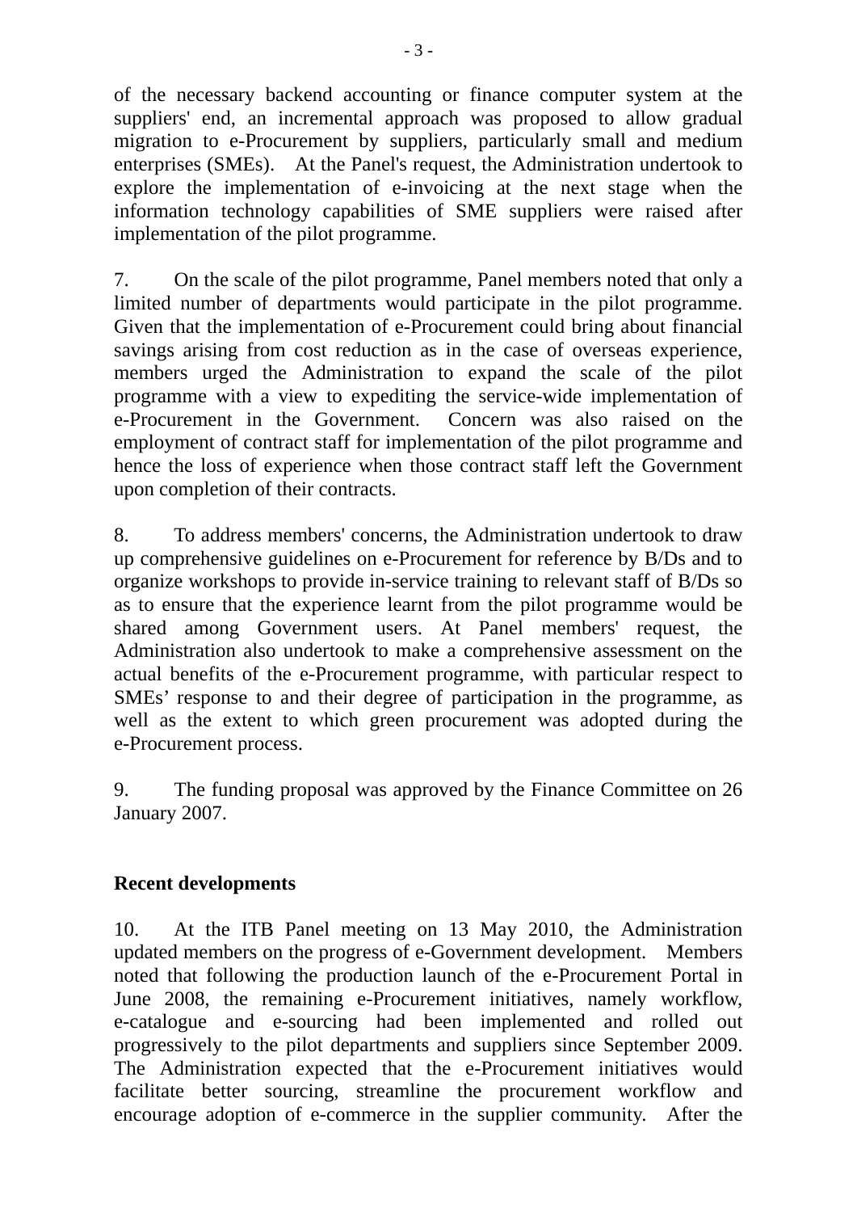of the necessary backend accounting or finance computer system at the suppliers' end, an incremental approach was proposed to allow gradual migration to e-Procurement by suppliers, particularly small and medium enterprises (SMEs). At the Panel's request, the Administration undertook to explore the implementation of e-invoicing at the next stage when the information technology capabilities of SME suppliers were raised after implementation of the pilot programme.

7. On the scale of the pilot programme, Panel members noted that only a limited number of departments would participate in the pilot programme. Given that the implementation of e-Procurement could bring about financial savings arising from cost reduction as in the case of overseas experience, members urged the Administration to expand the scale of the pilot programme with a view to expediting the service-wide implementation of e-Procurement in the Government. Concern was also raised on the employment of contract staff for implementation of the pilot programme and hence the loss of experience when those contract staff left the Government upon completion of their contracts.

8. To address members' concerns, the Administration undertook to draw up comprehensive guidelines on e-Procurement for reference by B/Ds and to organize workshops to provide in-service training to relevant staff of B/Ds so as to ensure that the experience learnt from the pilot programme would be shared among Government users. At Panel members' request, the Administration also undertook to make a comprehensive assessment on the actual benefits of the e-Procurement programme, with particular respect to SMEs' response to and their degree of participation in the programme, as well as the extent to which green procurement was adopted during the e-Procurement process.

9. The funding proposal was approved by the Finance Committee on 26 January 2007.

**Recent developments**

10. At the ITB Panel meeting on 13 May 2010, the Administration updated members on the progress of e-Government development. Members noted that following the production launch of the e-Procurement Portal in June 2008, the remaining e-Procurement initiatives, namely workflow, e-catalogue and e-sourcing had been implemented and rolled out progressively to the pilot departments and suppliers since September 2009. The Administration expected that the e-Procurement initiatives would facilitate better sourcing, streamline the procurement workflow and encourage adoption of e-commerce in the supplier community. After the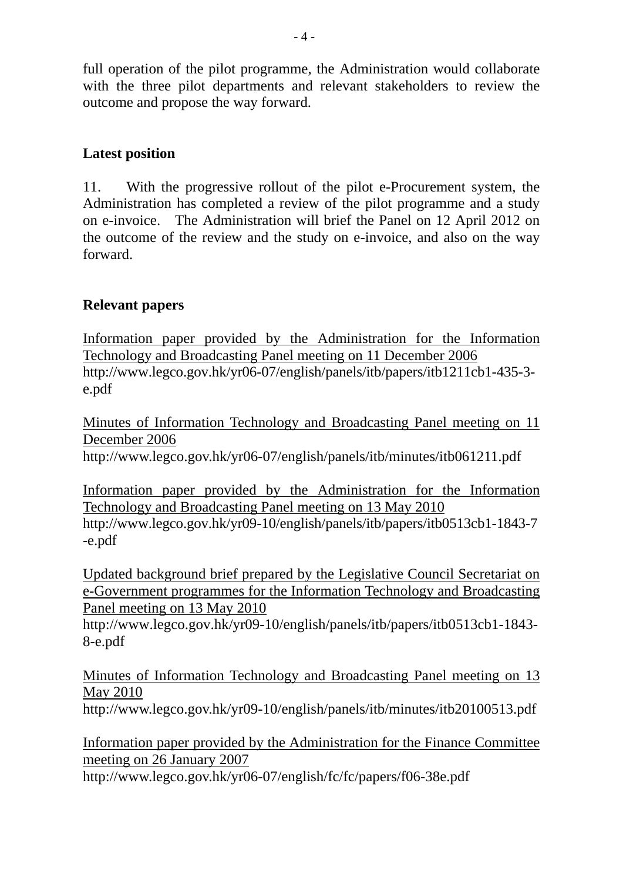full operation of the pilot programme, the Administration would collaborate with the three pilot departments and relevant stakeholders to review the outcome and propose the way forward.

**Latest position**

11. With the progressive rollout of the pilot e-Procurement system, the Administration has completed a review of the pilot programme and a study on e-invoice. The Administration will brief the Panel on 12 April 2012 on the outcome of the review and the study on e-invoice, and also on the way forward.

**Relevant papers**

Information paper provided by the Administration for the Information Technology and Broadcasting Panel meeting on 11 December 2006
http://www.legco.gov.hk/yr06-07/english/panels/itb/papers/itb1211cb1-435-3-e.pdf

Minutes of Information Technology and Broadcasting Panel meeting on 11 December 2006
http://www.legco.gov.hk/yr06-07/english/panels/itb/minutes/itb061211.pdf

Information paper provided by the Administration for the Information Technology and Broadcasting Panel meeting on 13 May 2010
http://www.legco.gov.hk/yr09-10/english/panels/itb/papers/itb0513cb1-1843-7-e.pdf

Updated background brief prepared by the Legislative Council Secretariat on e-Government programmes for the Information Technology and Broadcasting Panel meeting on 13 May 2010
http://www.legco.gov.hk/yr09-10/english/panels/itb/papers/itb0513cb1-1843-8-e.pdf

Minutes of Information Technology and Broadcasting Panel meeting on 13 May 2010
http://www.legco.gov.hk/yr09-10/english/panels/itb/minutes/itb20100513.pdf

Information paper provided by the Administration for the Finance Committee meeting on 26 January 2007
http://www.legco.gov.hk/yr06-07/english/fc/fc/papers/f06-38e.pdf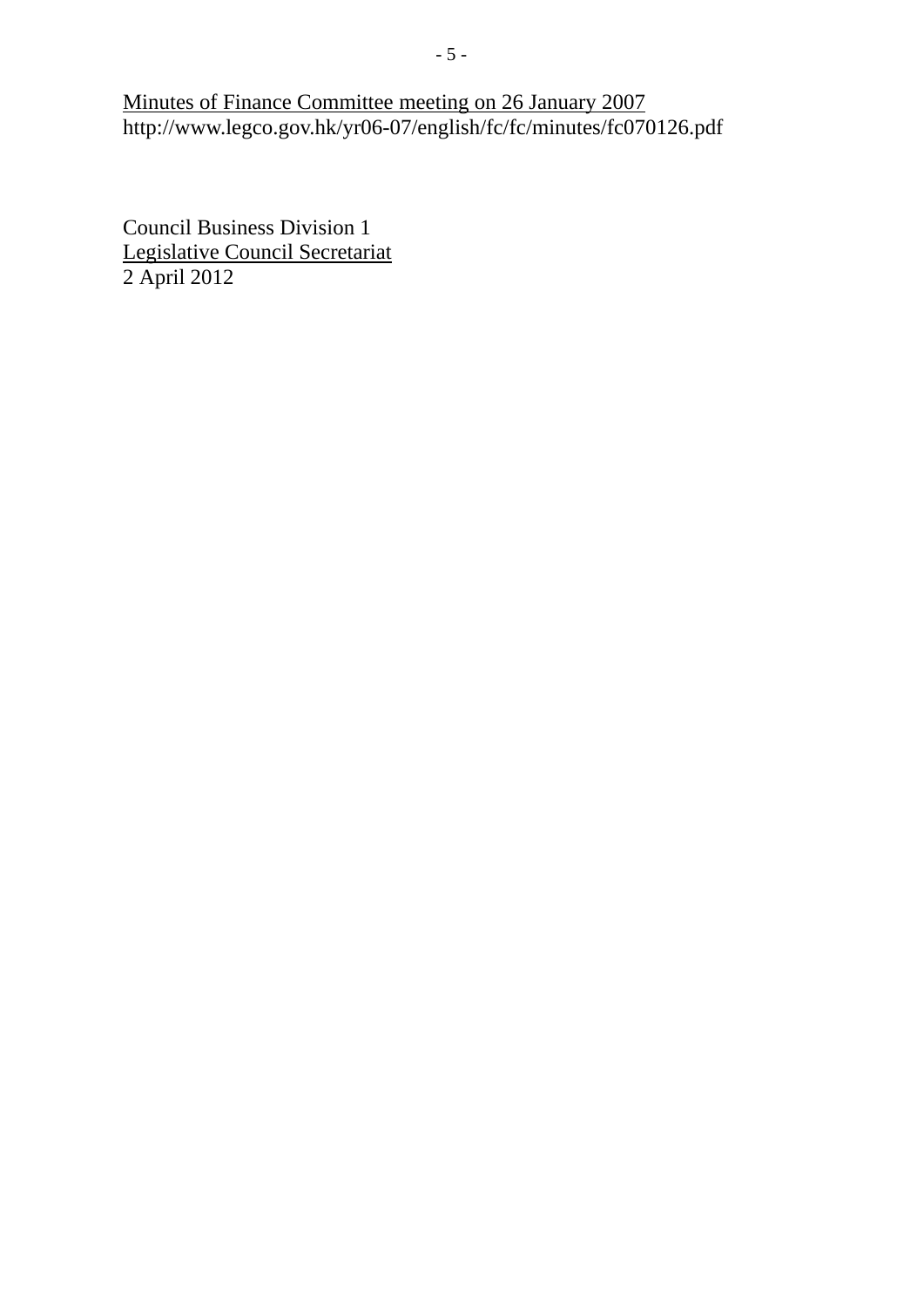Minutes of Finance Committee meeting on 26 January 2007
http://www.legco.gov.hk/yr06-07/english/fc/fc/minutes/fc070126.pdf

Council Business Division 1
Legislative Council Secretariat
2 April 2012